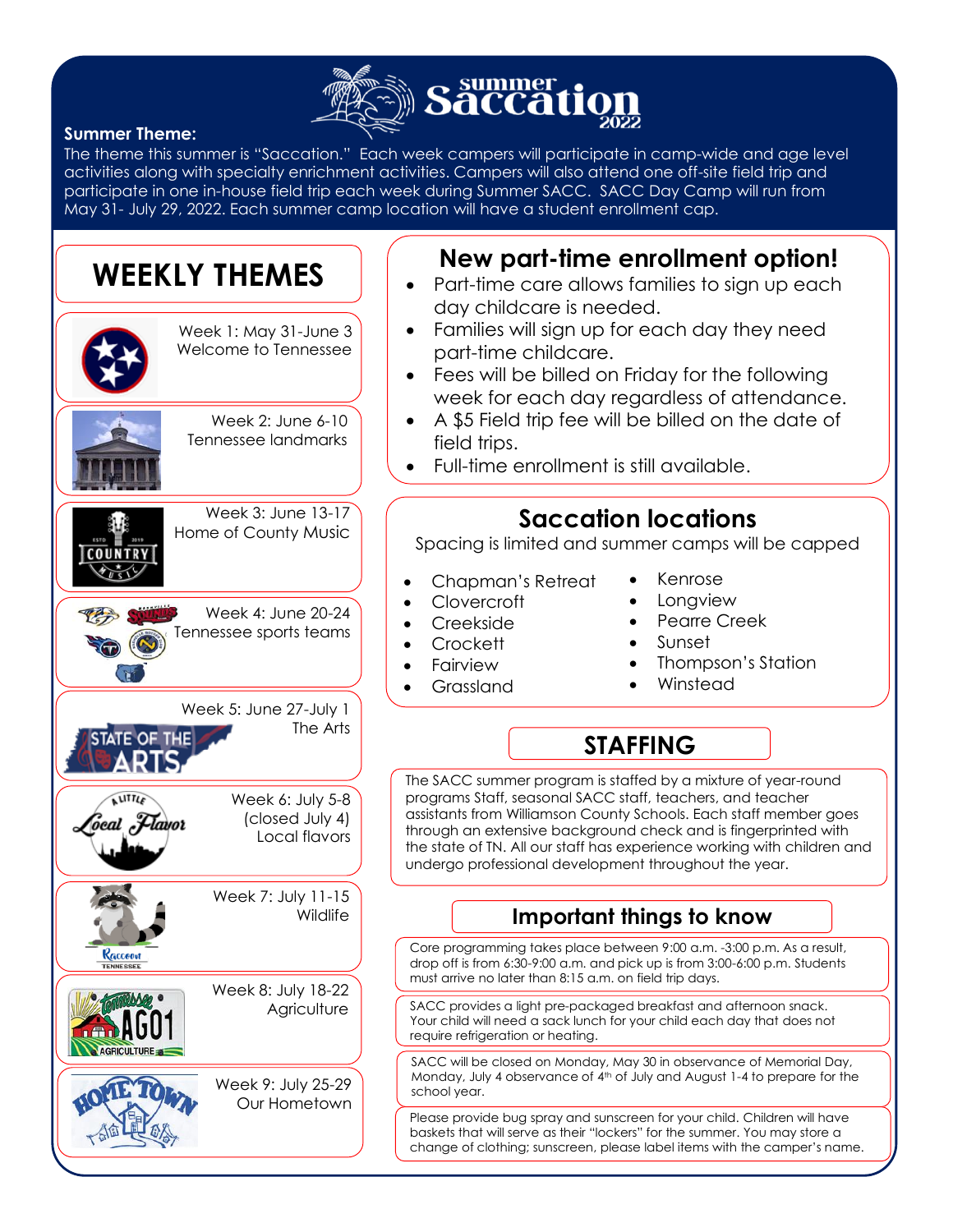# summer Saccation 2022

**Summer Theme:**
The theme this summer is "Saccation." Each week campers will participate in camp-wide and age level activities along with specialty enrichment activities. Campers will also attend one off-site field trip and participate in one in-house field trip each week during Summer SACC. SACC Day Camp will run from May 31- July 29, 2022. Each summer camp location will have a student enrollment cap.

## WEEKLY THEMES

Week 1: May 31-June 3
Welcome to Tennessee

Week 2: June 6-10
Tennessee landmarks

Week 3: June 13-17
Home of County Music

Week 4: June 20-24
Tennessee sports teams

Week 5: June 27-July 1
The Arts

Week 6: July 5-8
(closed July 4)
Local flavors

Week 7: July 11-15
Wildlife

Week 8: July 18-22
Agriculture

Week 9: July 25-29
Our Hometown

## New part-time enrollment option!

- Part-time care allows families to sign up each day childcare is needed.
- Families will sign up for each day they need part-time childcare.
- Fees will be billed on Friday for the following week for each day regardless of attendance.
- A $5 Field trip fee will be billed on the date of field trips.
- Full-time enrollment is still available.

## Saccation locations

Spacing is limited and summer camps will be capped

- Chapman's Retreat
- Clovercroft
- Creekside
- Crockett
- Fairview
- Grassland
- Kenrose
- Longview
- Pearre Creek
- Sunset
- Thompson's Station
- Winstead

## STAFFING

The SACC summer program is staffed by a mixture of year-round programs Staff, seasonal SACC staff, teachers, and teacher assistants from Williamson County Schools. Each staff member goes through an extensive background check and is fingerprinted with the state of TN. All our staff has experience working with children and undergo professional development throughout the year.

## Important things to know

Core programming takes place between 9:00 a.m. -3:00 p.m. As a result, drop off is from 6:30-9:00 a.m. and pick up is from 3:00-6:00 p.m. Students must arrive no later than 8:15 a.m. on field trip days.

SACC provides a light pre-packaged breakfast and afternoon snack. Your child will need a sack lunch for your child each day that does not require refrigeration or heating.

SACC will be closed on Monday, May 30 in observance of Memorial Day, Monday, July 4 observance of 4th of July and August 1-4 to prepare for the school year.

Please provide bug spray and sunscreen for your child. Children will have baskets that will serve as their "lockers" for the summer. You may store a change of clothing; sunscreen, please label items with the camper's name.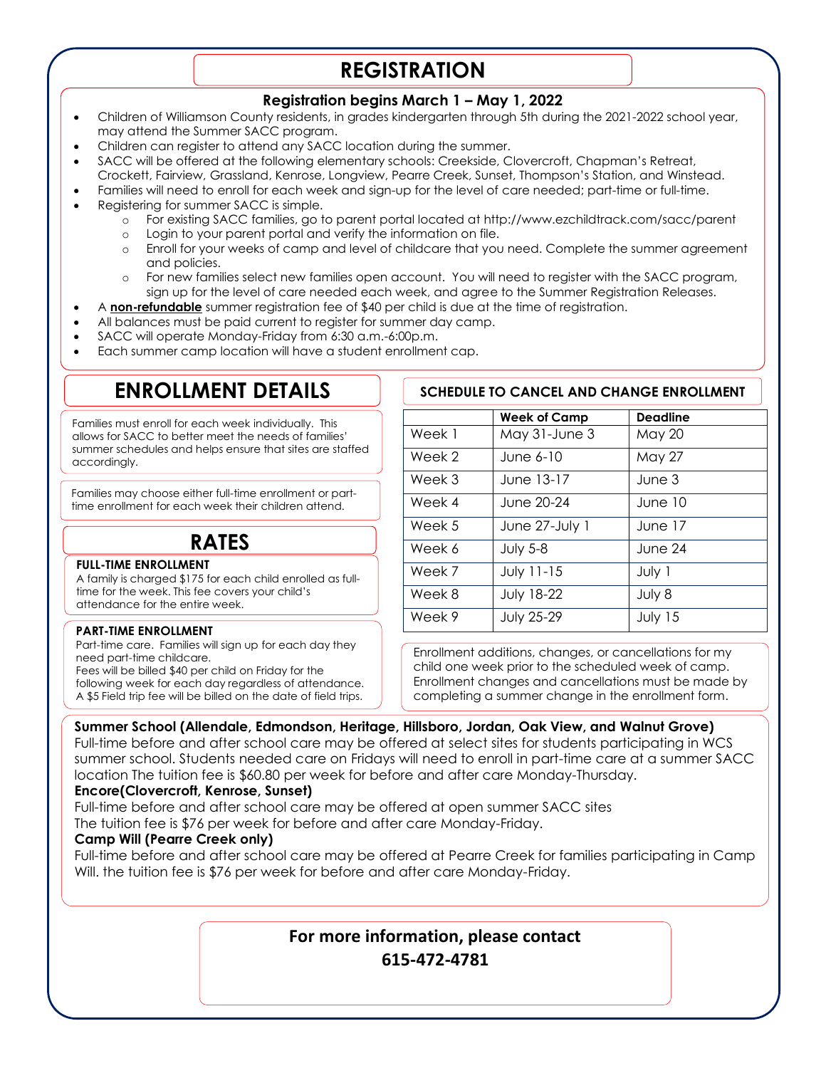# REGISTRATION

### Registration begins March 1 – May 1, 2022

- Children of Williamson County residents, in grades kindergarten through 5th during the 2021-2022 school year, may attend the Summer SACC program.
- Children can register to attend any SACC location during the summer.
- SACC will be offered at the following elementary schools: Creekside, Clovercroft, Chapman's Retreat, Crockett, Fairview, Grassland, Kenrose, Longview, Pearre Creek, Sunset, Thompson's Station, and Winstead.
- Families will need to enroll for each week and sign-up for the level of care needed; part-time or full-time.
- Registering for summer SACC is simple.
  - For existing SACC families, go to parent portal located at http://www.ezchildtrack.com/sacc/parent
  - Login to your parent portal and verify the information on file.
  - Enroll for your weeks of camp and level of childcare that you need. Complete the summer agreement and policies.
  - For new families select new families open account. You will need to register with the SACC program, sign up for the level of care needed each week, and agree to the Summer Registration Releases.
- A **non-refundable** summer registration fee of $40 per child is due at the time of registration.
- All balances must be paid current to register for summer day camp.
- SACC will operate Monday-Friday from 6:30 a.m.-6:00p.m.
- Each summer camp location will have a student enrollment cap.

## ENROLLMENT DETAILS

Families must enroll for each week individually. This allows for SACC to better meet the needs of families' summer schedules and helps ensure that sites are staffed accordingly.

Families may choose either full-time enrollment or part-time enrollment for each week their children attend.

## RATES

**FULL-TIME ENROLLMENT**

A family is charged $175 for each child enrolled as full-time for the week. This fee covers your child's attendance for the entire week.

**PART-TIME ENROLLMENT**

Part-time care. Families will sign up for each day they need part-time childcare.
Fees will be billed $40 per child on Friday for the following week for each day regardless of attendance.
A $5 Field trip fee will be billed on the date of field trips.

## SCHEDULE TO CANCEL AND CHANGE ENROLLMENT

| | Week of Camp | Deadline |
|---|---|---|
| Week 1 | May 31-June 3 | May 20 |
| Week 2 | June 6-10 | May 27 |
| Week 3 | June 13-17 | June 3 |
| Week 4 | June 20-24 | June 10 |
| Week 5 | June 27-July 1 | June 17 |
| Week 6 | July 5-8 | June 24 |
| Week 7 | July 11-15 | July 1 |
| Week 8 | July 18-22 | July 8 |
| Week 9 | July 25-29 | July 15 |

Enrollment additions, changes, or cancellations for my child one week prior to the scheduled week of camp. Enrollment changes and cancellations must be made by completing a summer change in the enrollment form.

**Summer School (Allendale, Edmondson, Heritage, Hillsboro, Jordan, Oak View, and Walnut Grove)**
Full-time before and after school care may be offered at select sites for students participating in WCS summer school. Students needed care on Fridays will need to enroll in part-time care at a summer SACC location The tuition fee is $60.80 per week for before and after care Monday-Thursday.

**Encore(Clovercroft, Kenrose, Sunset)**
Full-time before and after school care may be offered at open summer SACC sites
The tuition fee is $76 per week for before and after care Monday-Friday.

**Camp Will (Pearre Creek only)**
Full-time before and after school care may be offered at Pearre Creek for families participating in Camp Will. the tuition fee is $76 per week for before and after care Monday-Friday.

**For more information, please contact**
**615-472-4781**